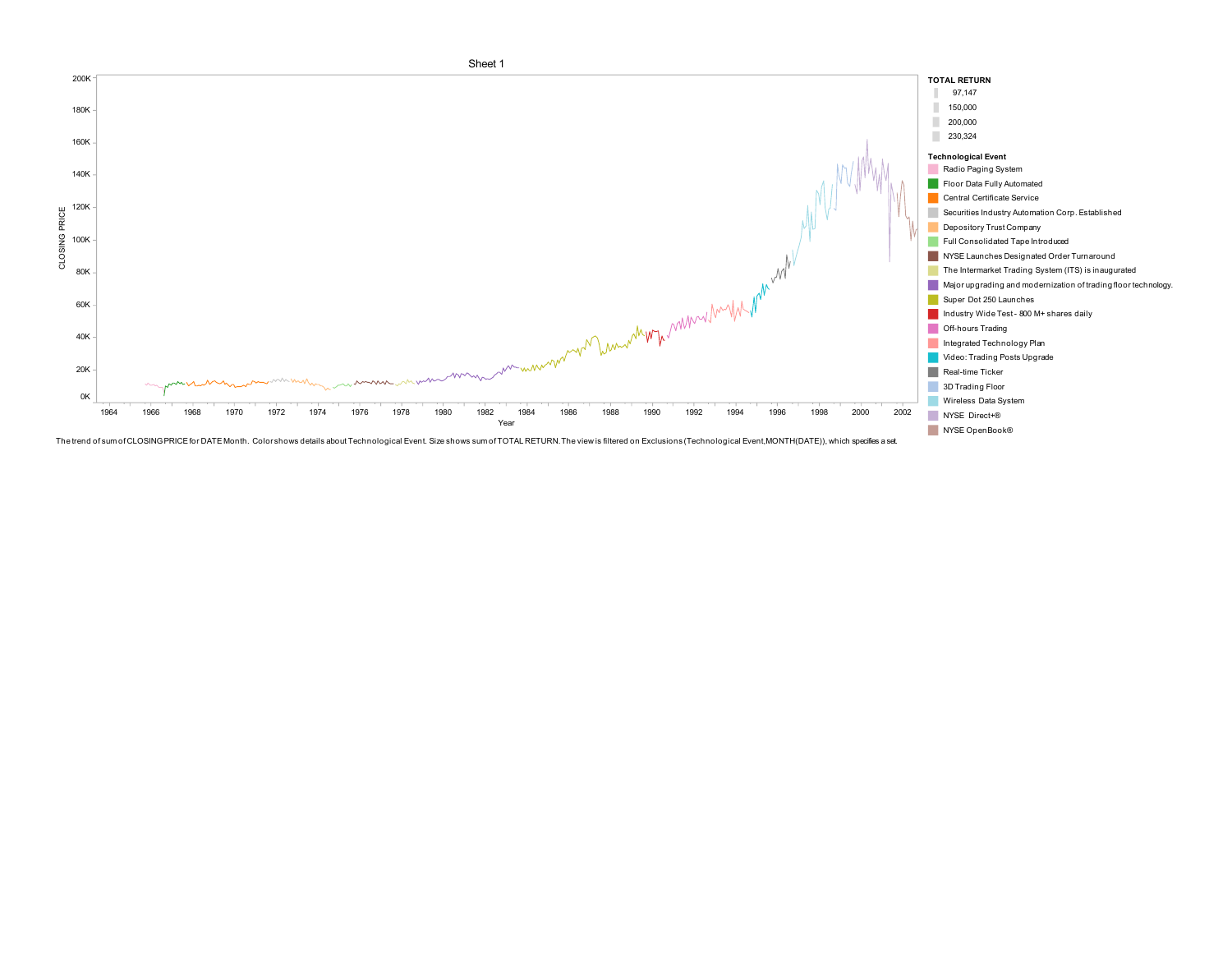Sheet 1

CLOSING PRICE

200K
180K
160K
140K
120K
100K
80K
60K
40K
20K
0K

1964 1966 1968 1970 1972 1974 1976 1978 1980 1982 1984 1986 1988 1990 1992 1994 1996 1998 2000 2002

Year

**TOTAL RETURN**

- 97,147
- 150,000
- 200,000
- 230,324

**Technological Event**

- Radio Paging System
- Floor Data Fully Automated
- Central Certificate Service
- Securities Industry Automation Corp. Established
- Depository Trust Company
- Full Consolidated Tape Introduced
- NYSE Launches Designated Order Turnaround
- The Intermarket Trading System (ITS) is inaugurated
- Major upgrading and modernization of trading floor technology.
- Super Dot 250 Launches
- Industry Wide Test - 800 M+ shares daily
- Off-hours Trading
- Integrated Technology Plan
- Video: Trading Posts Upgrade
- Real-time Ticker
- 3D Trading Floor
- Wireless Data System
- NYSE Direct+®
- NYSE OpenBook®

The trend of sum of CLOSING PRICE for DATE Month. Color shows details about Technological Event. Size shows sum of TOTAL RETURN. The view is filtered on Exclusions (Technological Event,MONTH(DATE)), which specifies a set.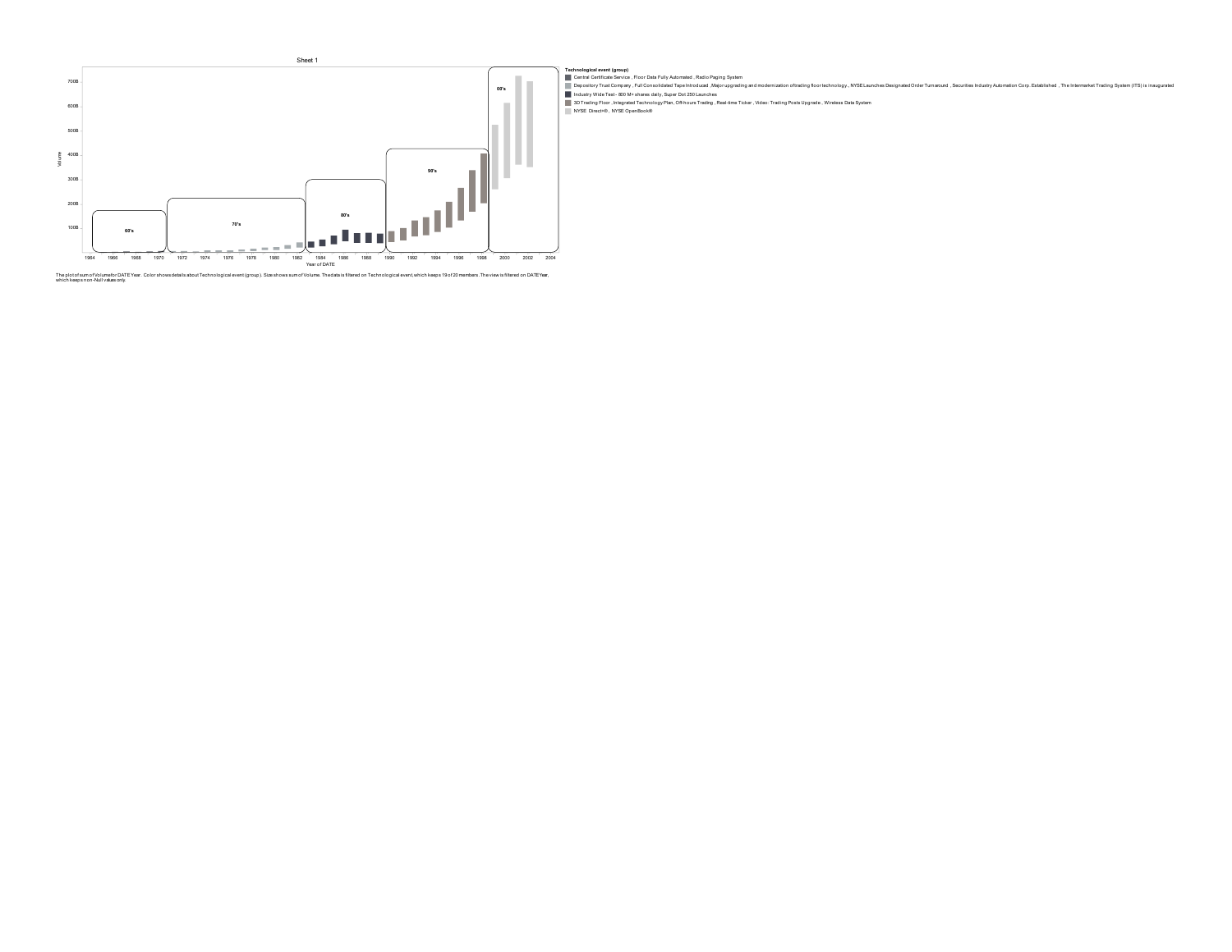Sheet 1

Volume

700B
600B
500B
400B
300B
200B
100B

60's

70's

80's

90's

00's

1964 1966 1968 1970 1972 1974 1976 1978 1980 1982 1984 1986 1988 1990 1992 1994 1996 1998 2000 2002 2004

Year of DATE

**Technological event (group)**

- Central Certificate Service , Floor Data Fully Automated , Radio Paging System
- Depository Trust Company , Full Consolidated Tape Introduced ,Major upgrading and modernization of trading floor technology , NYSE Launches Designated Order Turnaround , Securities Industry Automation Corp. Established , The Intermarket Trading System (ITS) is inaugurated
- Industry Wide Test - 800 M+ shares daily, Super Dot 250 Launches
- 3D Trading Floor , Integrated Technology Plan, Off-hours Trading , Real-time Ticker , Video: Trading Posts Upgrade , Wireless Data System
- NYSE Direct+®, NYSE OpenBook®

The plot of sum of Volume for DATE Year. Color shows details about Technological event (group). Size shows sum of Volume. The data is filtered on Technological event, which keeps 19 of 20 members. The view is filtered on DATE Year, which keeps non-Null values only.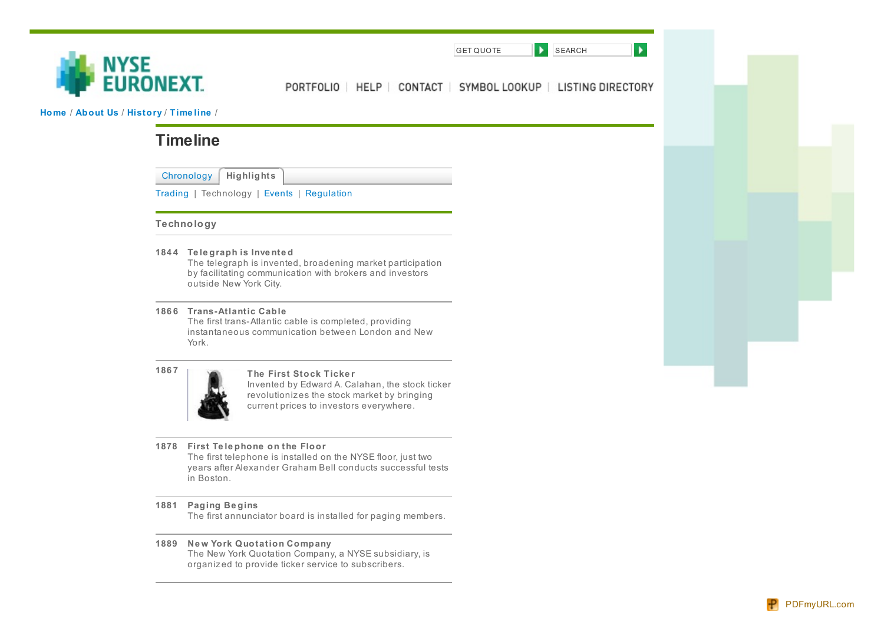GET QUOTE SEARCH

PORTFOLIO | HELP | CONTACT | SYMBOL LOOKUP | LISTING DIRECTORY

Home / About Us / History / Timeline /

# Timeline

Chronology | Highlights

Trading | Technology | Events | Regulation

## Technology

**1844** **Telegraph is Invented**
The telegraph is invented, broadening market participation by facilitating communication with brokers and investors outside New York City.

**1866** **Trans-Atlantic Cable**
The first trans-Atlantic cable is completed, providing instantaneous communication between London and New York.

**1867** **The First Stock Ticker**
Invented by Edward A. Calahan, the stock ticker revolutionizes the stock market by bringing current prices to investors everywhere.

**1878** **First Telephone on the Floor**
The first telephone is installed on the NYSE floor, just two years after Alexander Graham Bell conducts successful tests in Boston.

**1881** **Paging Begins**
The first annunciator board is installed for paging members.

**1889** **New York Quotation Company**
The New York Quotation Company, a NYSE subsidiary, is organized to provide ticker service to subscribers.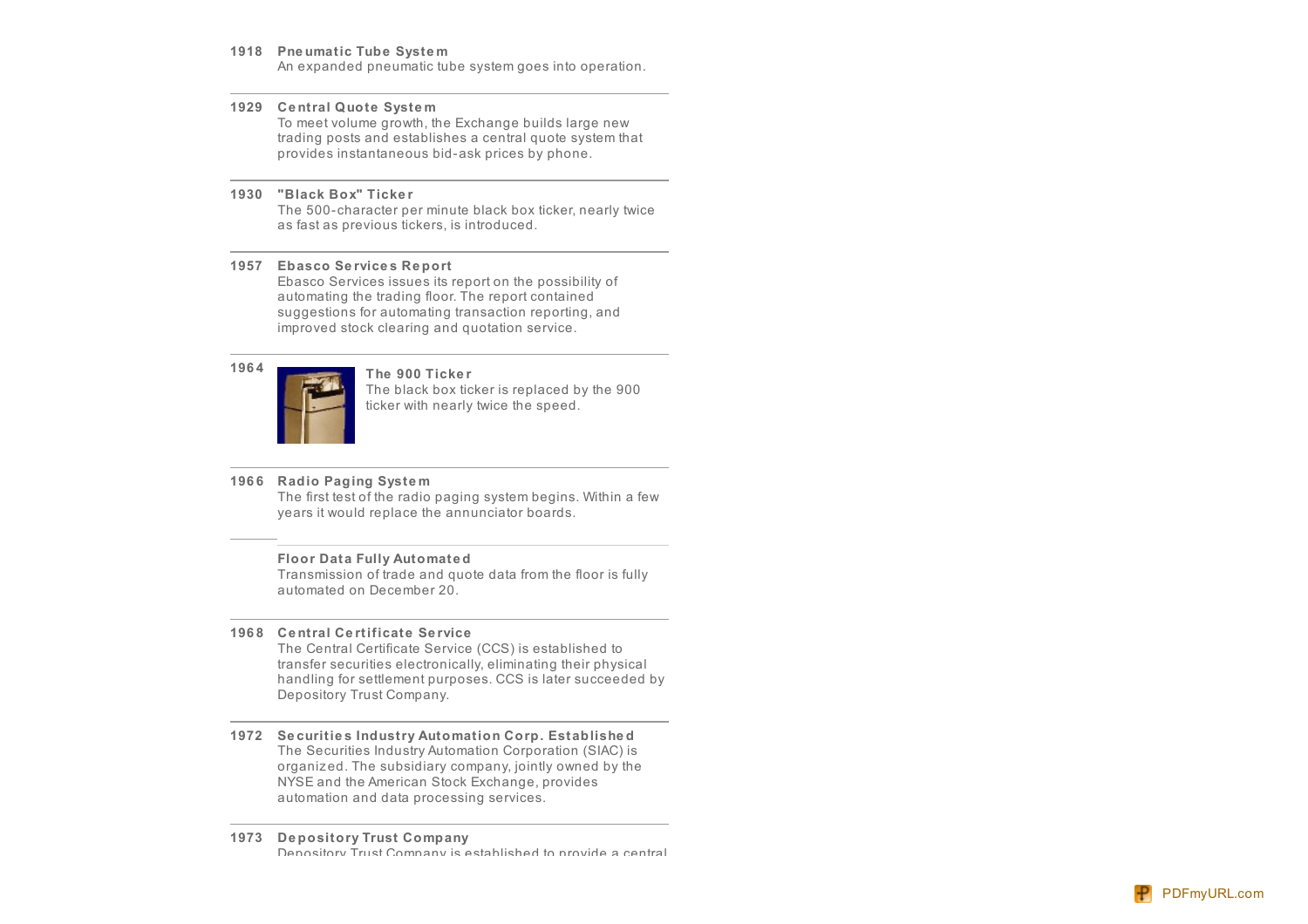**1918** **Pneumatic Tube System**
An expanded pneumatic tube system goes into operation.

---

**1929** **Central Quote System**
To meet volume growth, the Exchange builds large new trading posts and establishes a central quote system that provides instantaneous bid-ask prices by phone.

---

**1930** **"Black Box" Ticker**
The 500-character per minute black box ticker, nearly twice as fast as previous tickers, is introduced.

---

**1957** **Ebasco Services Report**
Ebasco Services issues its report on the possibility of automating the trading floor. The report contained suggestions for automating transaction reporting, and improved stock clearing and quotation service.

---

**1964** **The 900 Ticker**
The black box ticker is replaced by the 900 ticker with nearly twice the speed.

---

**1966** **Radio Paging System**
The first test of the radio paging system begins. Within a few years it would replace the annunciator boards.

---

**Floor Data Fully Automated**
Transmission of trade and quote data from the floor is fully automated on December 20.

---

**1968** **Central Certificate Service**
The Central Certificate Service (CCS) is established to transfer securities electronically, eliminating their physical handling for settlement purposes. CCS is later succeeded by Depository Trust Company.

---

**1972** **Securities Industry Automation Corp. Established**
The Securities Industry Automation Corporation (SIAC) is organized. The subsidiary company, jointly owned by the NYSE and the American Stock Exchange, provides automation and data processing services.

---

**1973** **Depository Trust Company**
Depository Trust Company is established to provide a central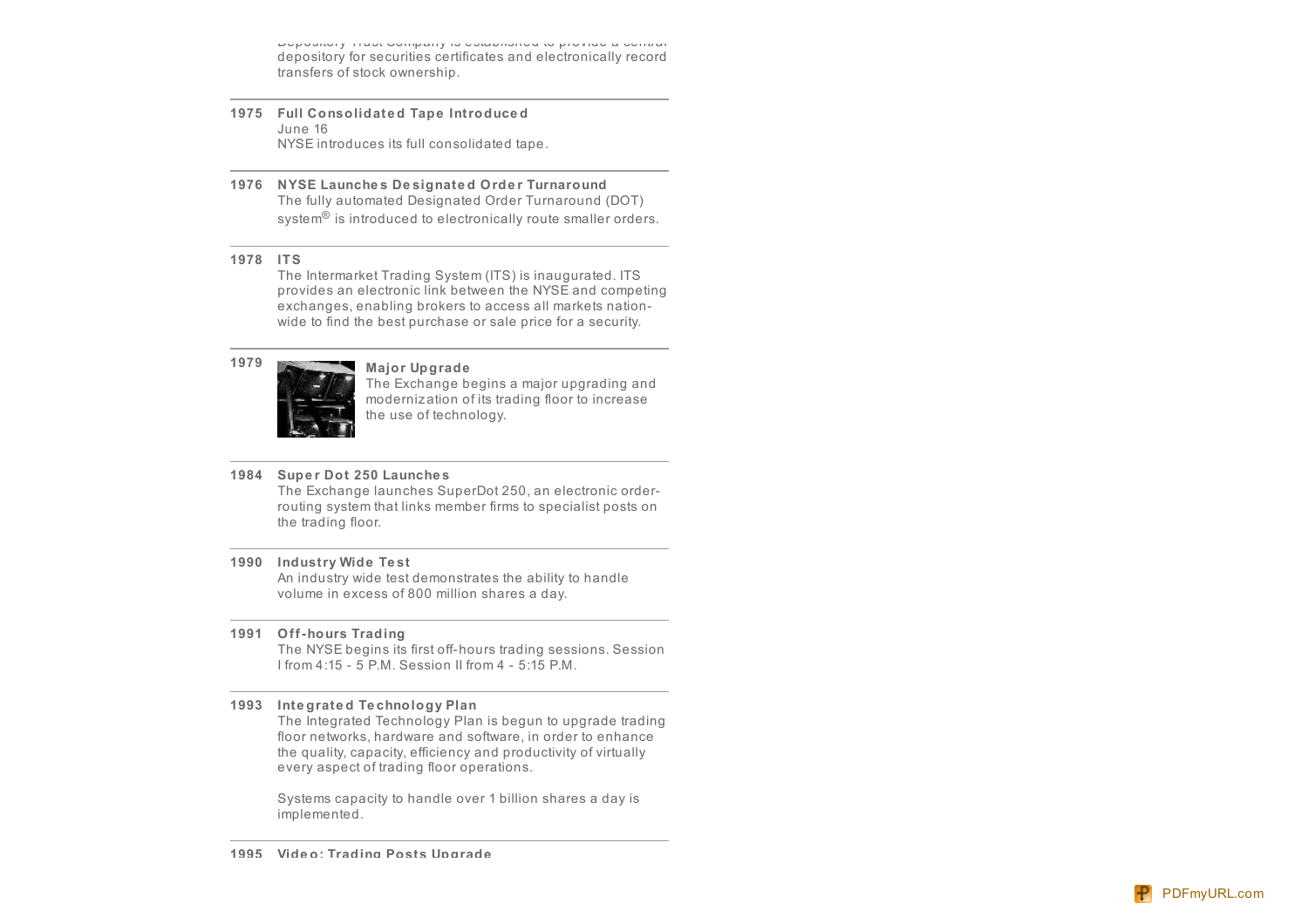Depository Trust Company is established to provide a central depository for securities certificates and electronically record transfers of stock ownership.

**1975 Full Consolidated Tape Introduced**
June 16
NYSE introduces its full consolidated tape.

**1976 NYSE Launches Designated Order Turnaround**
The fully automated Designated Order Turnaround (DOT) system® is introduced to electronically route smaller orders.

**1978 ITS**
The Intermarket Trading System (ITS) is inaugurated. ITS provides an electronic link between the NYSE and competing exchanges, enabling brokers to access all markets nation-wide to find the best purchase or sale price for a security.

**1979 Major Upgrade**
The Exchange begins a major upgrading and modernization of its trading floor to increase the use of technology.

**1984 Super Dot 250 Launches**
The Exchange launches SuperDot 250, an electronic order-routing system that links member firms to specialist posts on the trading floor.

**1990 Industry Wide Test**
An industry wide test demonstrates the ability to handle volume in excess of 800 million shares a day.

**1991 Off-hours Trading**
The NYSE begins its first off-hours trading sessions. Session I from 4:15 - 5 P.M. Session II from 4 - 5:15 P.M.

**1993 Integrated Technology Plan**
The Integrated Technology Plan is begun to upgrade trading floor networks, hardware and software, in order to enhance the quality, capacity, efficiency and productivity of virtually every aspect of trading floor operations.

Systems capacity to handle over 1 billion shares a day is implemented.

**1995 Video: Trading Posts Upgrade**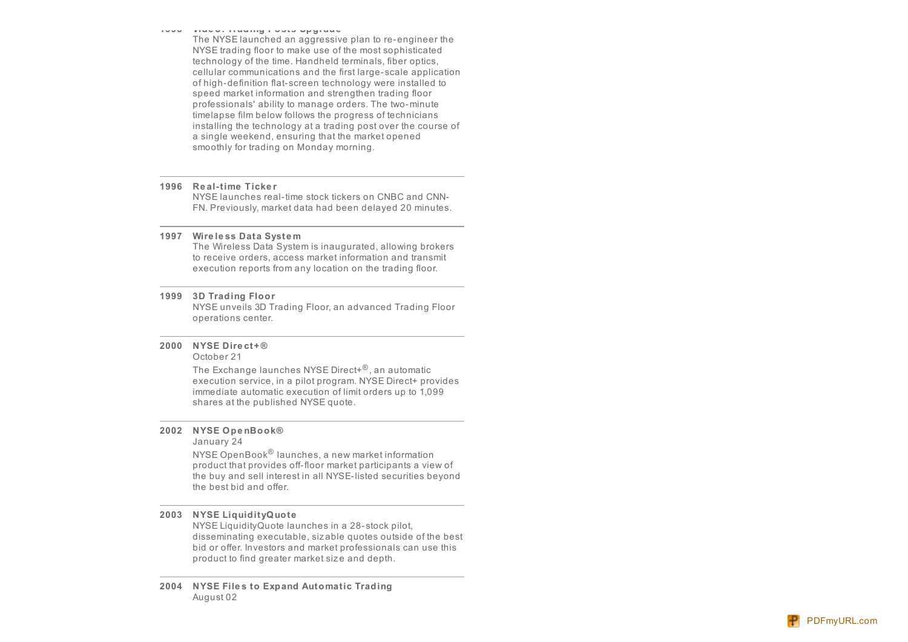**1995 Video: Trading Posts Upgrade**

The NYSE launched an aggressive plan to re-engineer the NYSE trading floor to make use of the most sophisticated technology of the time. Handheld terminals, fiber optics, cellular communications and the first large-scale application of high-definition flat-screen technology were installed to speed market information and strengthen trading floor professionals' ability to manage orders. The two-minute timelapse film below follows the progress of technicians installing the technology at a trading post over the course of a single weekend, ensuring that the market opened smoothly for trading on Monday morning.

---

**1996 Real-time Ticker**

NYSE launches real-time stock tickers on CNBC and CNN-FN. Previously, market data had been delayed 20 minutes.

---

**1997 Wireless Data System**

The Wireless Data System is inaugurated, allowing brokers to receive orders, access market information and transmit execution reports from any location on the trading floor.

---

**1999 3D Trading Floor**

NYSE unveils 3D Trading Floor, an advanced Trading Floor operations center.

---

**2000 NYSE Direct+®**

October 21

The Exchange launches NYSE Direct+®, an automatic execution service, in a pilot program. NYSE Direct+ provides immediate automatic execution of limit orders up to 1,099 shares at the published NYSE quote.

---

**2002 NYSE OpenBook®**

January 24

NYSE OpenBook® launches, a new market information product that provides off-floor market participants a view of the buy and sell interest in all NYSE-listed securities beyond the best bid and offer.

---

**2003 NYSE LiquidityQuote**

NYSE LiquidityQuote launches in a 28-stock pilot, disseminating executable, sizable quotes outside of the best bid or offer. Investors and market professionals can use this product to find greater market size and depth.

---

**2004 NYSE Files to Expand Automatic Trading**

August 02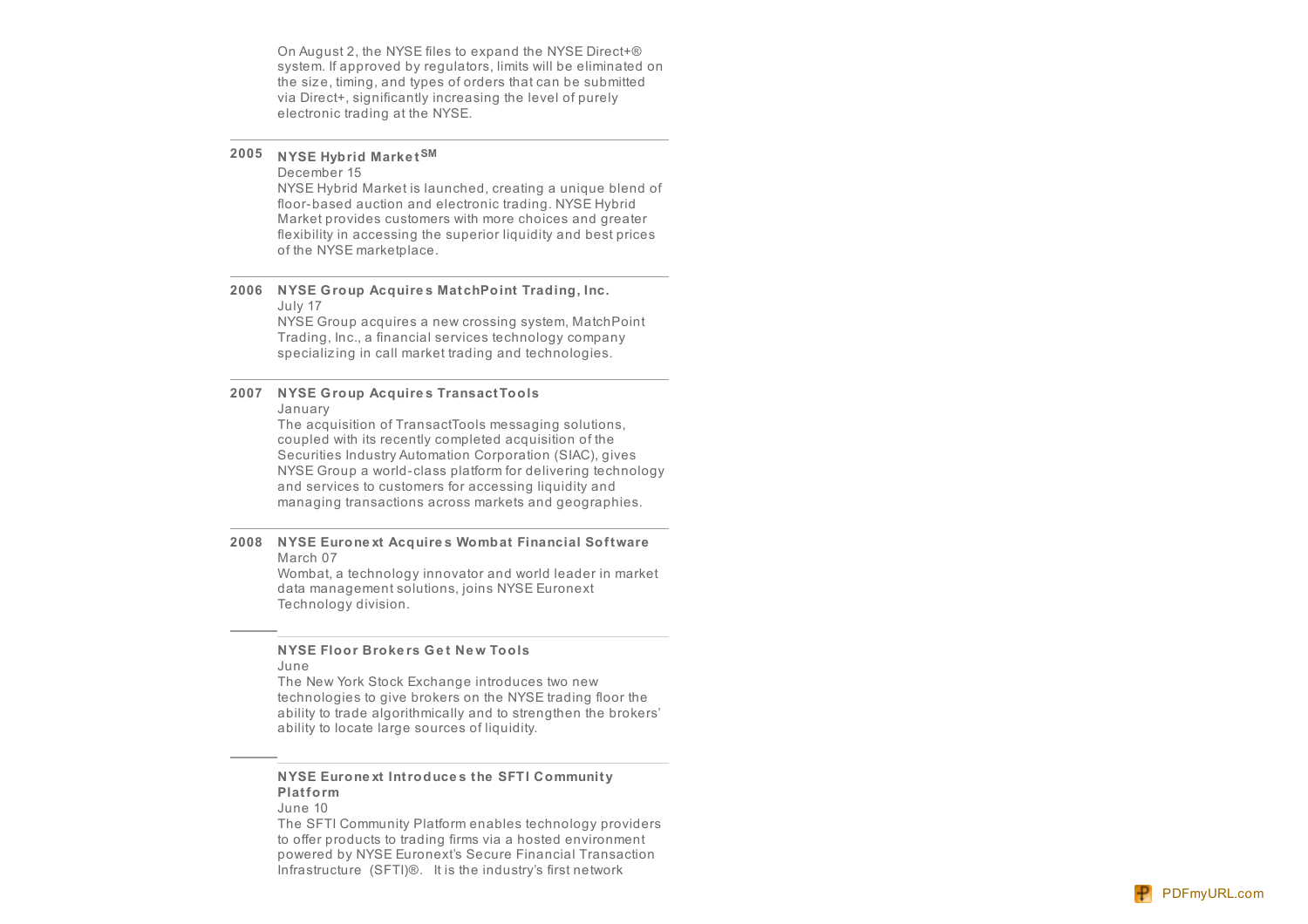On August 2, the NYSE files to expand the NYSE Direct+® system. If approved by regulators, limits will be eliminated on the size, timing, and types of orders that can be submitted via Direct+, significantly increasing the level of purely electronic trading at the NYSE.

---

**2005** **NYSE Hybrid Market℠**

December 15

NYSE Hybrid Market is launched, creating a unique blend of floor-based auction and electronic trading. NYSE Hybrid Market provides customers with more choices and greater flexibility in accessing the superior liquidity and best prices of the NYSE marketplace.

---

**2006** **NYSE Group Acquires MatchPoint Trading, Inc.**

July 17

NYSE Group acquires a new crossing system, MatchPoint Trading, Inc., a financial services technology company specializing in call market trading and technologies.

---

**2007** **NYSE Group Acquires TransactTools**

January

The acquisition of TransactTools messaging solutions, coupled with its recently completed acquisition of the Securities Industry Automation Corporation (SIAC), gives NYSE Group a world-class platform for delivering technology and services to customers for accessing liquidity and managing transactions across markets and geographies.

---

**2008** **NYSE Euronext Acquires Wombat Financial Software**

March 07

Wombat, a technology innovator and world leader in market data management solutions, joins NYSE Euronext Technology division.

---

**NYSE Floor Brokers Get New Tools**

June

The New York Stock Exchange introduces two new technologies to give brokers on the NYSE trading floor the ability to trade algorithmically and to strengthen the brokers' ability to locate large sources of liquidity.

---

**NYSE Euronext Introduces the SFTI Community Platform**

June 10

The SFTI Community Platform enables technology providers to offer products to trading firms via a hosted environment powered by NYSE Euronext's Secure Financial Transaction Infrastructure (SFTI)®. It is the industry's first network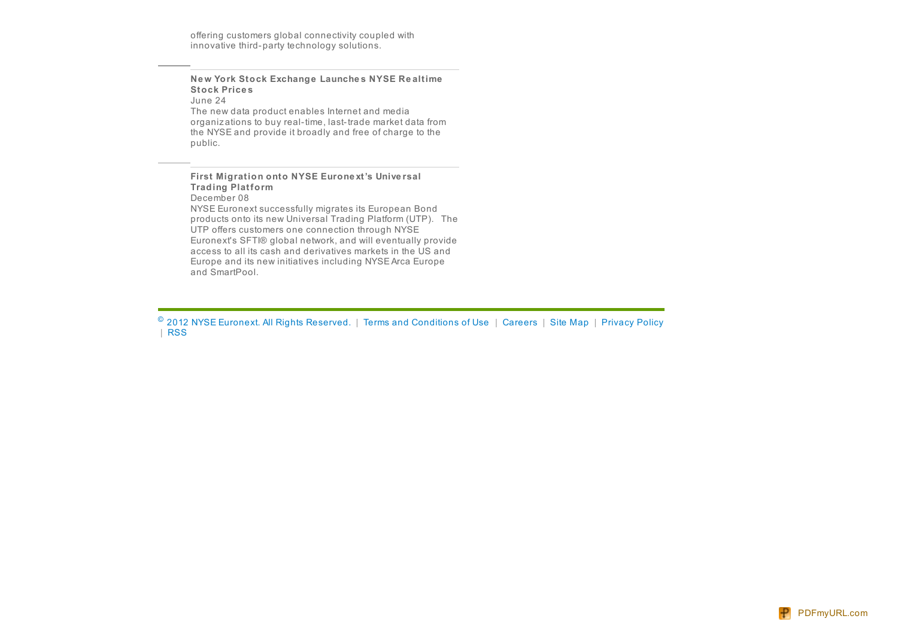offering customers global connectivity coupled with innovative third-party technology solutions.

---

**New York Stock Exchange Launches NYSE Realtime Stock Prices**
June 24
The new data product enables Internet and media organizations to buy real-time, last-trade market data from the NYSE and provide it broadly and free of charge to the public.

---

**First Migration onto NYSE Euronext's Universal Trading Platform**
December 08
NYSE Euronext successfully migrates its European Bond products onto its new Universal Trading Platform (UTP). The UTP offers customers one connection through NYSE Euronext's SFTI® global network, and will eventually provide access to all its cash and derivatives markets in the US and Europe and its new initiatives including NYSE Arca Europe and SmartPool.

---

© 2012 NYSE Euronext. All Rights Reserved. | Terms and Conditions of Use | Careers | Site Map | Privacy Policy | RSS